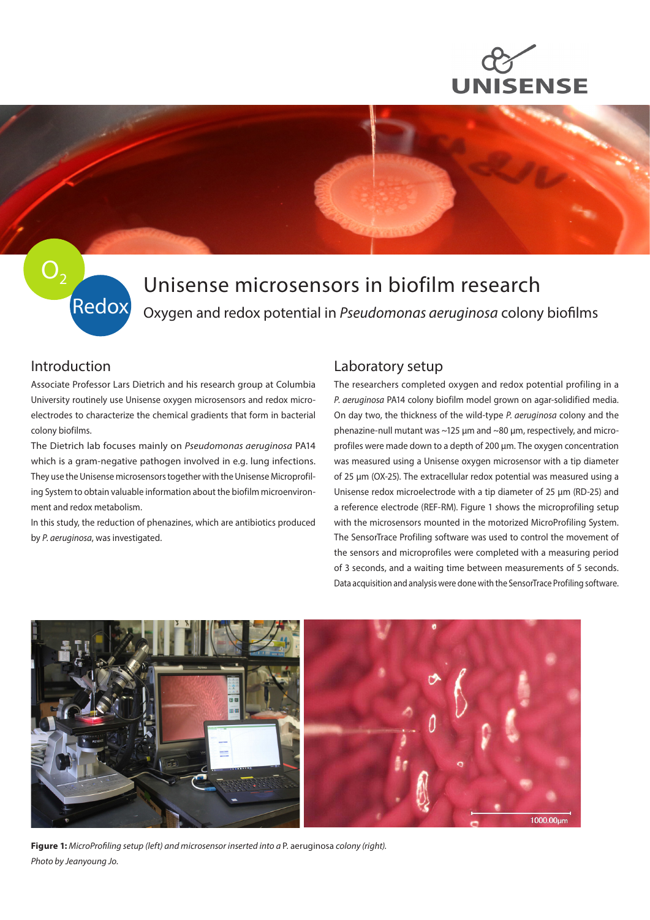# Unisense microsensors in biofilm research

Oxygen and redox potential in *Pseudomonas aeruginosa* colony biofilms

## Introduction

Associate Professor Lars Dietrich and his research group at Columbia University routinely use Unisense oxygen microsensors and redox microelectrodes to characterize the chemical gradients that form in bacterial colony biofilms.

The Dietrich lab focuses mainly on *Pseudomonas aeruginosa* PA14 which is a gram-negative pathogen involved in e.g. lung infections. They use the Unisense microsensors together with the Unisense Microprofiling System to obtain valuable information about the biofilm microenvironment and redox metabolism.

In this study, the reduction of phenazines, which are antibiotics produced by *P. aeruginosa*, was investigated.

## Laboratory setup

The researchers completed oxygen and redox potential profiling in a *P. aeruginosa* PA14 colony biofilm model grown on agar-solidified media. On day two, the thickness of the wild-type *P. aeruginosa* colony and the phenazine-null mutant was ~125 µm and ~80 µm, respectively, and microprofiles were made down to a depth of 200 µm. The oxygen concentration was measured using a Unisense oxygen microsensor with a tip diameter of 25 µm (OX-25). The extracellular redox potential was measured using a Unisense redox microelectrode with a tip diameter of 25 µm (RD-25) and a reference electrode (REF-RM). Figure 1 shows the microprofiling setup with the microsensors mounted in the motorized MicroProfiling System. The SensorTrace Profiling software was used to control the movement of the sensors and microprofiles were completed with a measuring period of 3 seconds, and a waiting time between measurements of 5 seconds. Data acquisition and analysis were done with the SensorTrace Profiling software.

**Figure 1:** *MicroProfiling setup (left) and microsensor inserted into a* P. aeruginosa *colony (right). Photo by Jeanyoung Jo.*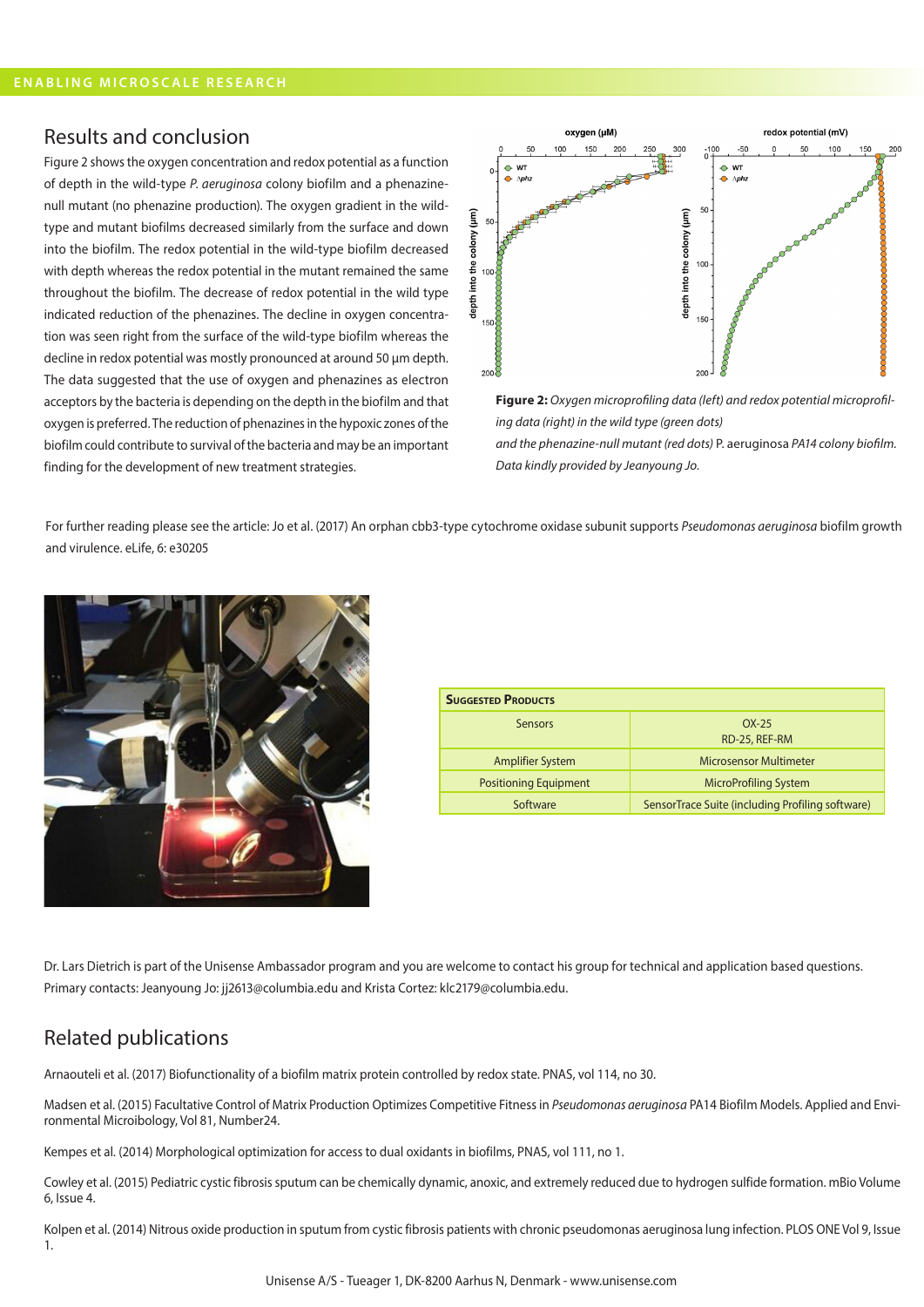## Results and conclusion

Figure 2 shows the oxygen concentration and redox potential as a function of depth in the wild-type *P. aeruginosa* colony biofilm and a phenazine-null mutant (no phenazine production). The oxygen gradient in the wild-type and mutant biofilms decreased similarly from the surface and down into the biofilm. The redox potential in the wild-type biofilm decreased with depth whereas the redox potential in the mutant remained the same throughout the biofilm. The decrease of redox potential in the wild type indicated reduction of the phenazines. The decline in oxygen concentration was seen right from the surface of the wild-type biofilm whereas the decline in redox potential was mostly pronounced at around 50 µm depth. The data suggested that the use of oxygen and phenazines as electron acceptors by the bacteria is depending on the depth in the biofilm and that oxygen is preferred. The reduction of phenazines in the hypoxic zones of the biofilm could contribute to survival of the bacteria and may be an important finding for the development of new treatment strategies.

oxygen (µM)
0 50 100 150 200 250 300
WT
Δphz
depth into the colony (µm)
0 50 100 150 200

redox potential (mV)
-100 -50 0 50 100 150 200
WT
Δphz
depth into the colony (µm)
0 50 100 150 200

**Figure 2:** *Oxygen microprofiling data (left) and redox potential microprofiling data (right) in the wild type (green dots) and the phenazine-null mutant (red dots)* P. aeruginosa *PA14 colony biofilm. Data kindly provided by Jeanyoung Jo.*

For further reading please see the article: Jo et al. (2017) An orphan cbb3-type cytochrome oxidase subunit supports *Pseudomonas aeruginosa* biofilm growth and virulence. eLife, 6: e30205

| Suggested Products | |
|---|---|
| Sensors | OX-25<br>RD-25, REF-RM |
| Amplifier System | Microsensor Multimeter |
| Positioning Equipment | MicroProfiling System |
| Software | SensorTrace Suite (including Profiling software) |

Dr. Lars Dietrich is part of the Unisense Ambassador program and you are welcome to contact his group for technical and application based questions. Primary contacts: Jeanyoung Jo: jj2613@columbia.edu and Krista Cortez: klc2179@columbia.edu.

## Related publications

Arnaouteli et al. (2017) Biofunctionality of a biofilm matrix protein controlled by redox state. PNAS, vol 114, no 30.

Madsen et al. (2015) Facultative Control of Matrix Production Optimizes Competitive Fitness in *Pseudomonas aeruginosa* PA14 Biofilm Models. Applied and Environmental Microiboloy, Vol 81, Number24.

Kempes et al. (2014) Morphological optimization for access to dual oxidants in biofilms, PNAS, vol 111, no 1.

Cowley et al. (2015) Pediatric cystic fibrosis sputum can be chemically dynamic, anoxic, and extremely reduced due to hydrogen sulfide formation. mBio Volume 6, Issue 4.

Kolpen et al. (2014) Nitrous oxide production in sputum from cystic fibrosis patients with chronic pseudomonas aeruginosa lung infection. PLOS ONE Vol 9, Issue 1.